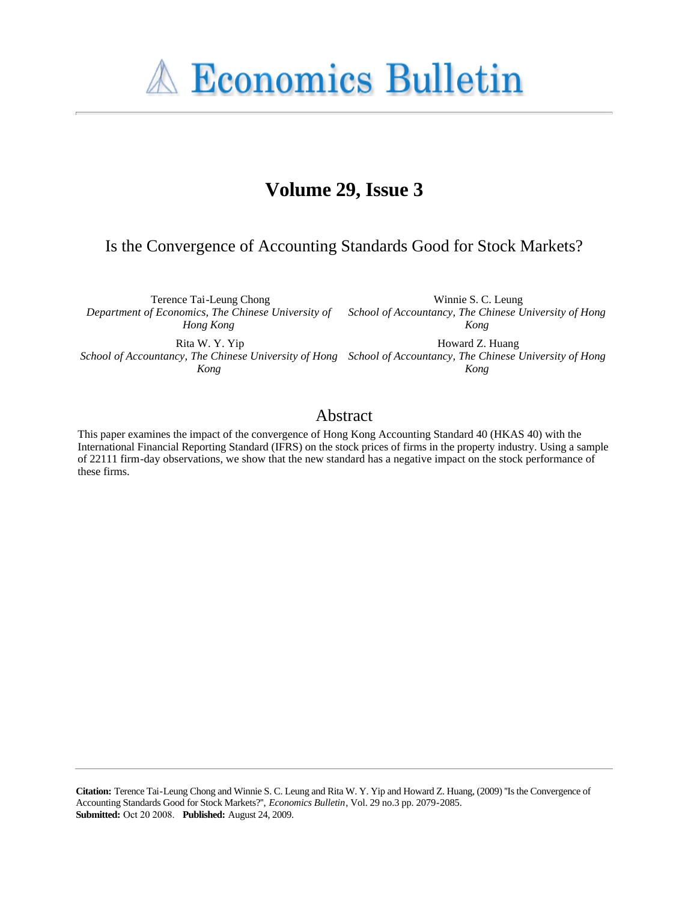# Economics Bulletin

## Volume 29, Issue 3

### Is the Convergence of Accounting Standards Good for Stock Markets?

Terence Tai-Leung Chong
*Department of Economics, The Chinese University of Hong Kong*

Winnie S. C. Leung
*School of Accountancy, The Chinese University of Hong Kong*

Rita W. Y. Yip
*School of Accountancy, The Chinese University of Hong Kong*

Howard Z. Huang
*School of Accountancy, The Chinese University of Hong Kong*

## Abstract

This paper examines the impact of the convergence of Hong Kong Accounting Standard 40 (HKAS 40) with the International Financial Reporting Standard (IFRS) on the stock prices of firms in the property industry. Using a sample of 22111 firm-day observations, we show that the new standard has a negative impact on the stock performance of these firms.

**Citation:** Terence Tai-Leung Chong and Winnie S. C. Leung and Rita W. Y. Yip and Howard Z. Huang, (2009) ''Is the Convergence of Accounting Standards Good for Stock Markets?'', *Economics Bulletin*, Vol. 29 no.3 pp. 2079-2085.
**Submitted:** Oct 20 2008. **Published:** August 24, 2009.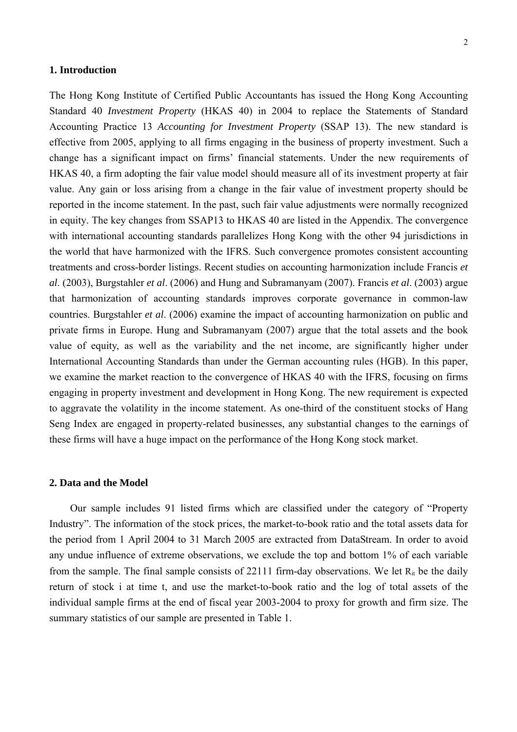## 1. Introduction

The Hong Kong Institute of Certified Public Accountants has issued the Hong Kong Accounting Standard 40 *Investment Property* (HKAS 40) in 2004 to replace the Statements of Standard Accounting Practice 13 *Accounting for Investment Property* (SSAP 13). The new standard is effective from 2005, applying to all firms engaging in the business of property investment. Such a change has a significant impact on firms' financial statements. Under the new requirements of HKAS 40, a firm adopting the fair value model should measure all of its investment property at fair value. Any gain or loss arising from a change in the fair value of investment property should be reported in the income statement. In the past, such fair value adjustments were normally recognized in equity. The key changes from SSAP13 to HKAS 40 are listed in the Appendix. The convergence with international accounting standards parallelizes Hong Kong with the other 94 jurisdictions in the world that have harmonized with the IFRS. Such convergence promotes consistent accounting treatments and cross-border listings. Recent studies on accounting harmonization include Francis *et al*. (2003), Burgstahler *et al*. (2006) and Hung and Subramanyam (2007). Francis *et al*. (2003) argue that harmonization of accounting standards improves corporate governance in common-law countries. Burgstahler *et al*. (2006) examine the impact of accounting harmonization on public and private firms in Europe. Hung and Subramanyam (2007) argue that the total assets and the book value of equity, as well as the variability and the net income, are significantly higher under International Accounting Standards than under the German accounting rules (HGB). In this paper, we examine the market reaction to the convergence of HKAS 40 with the IFRS, focusing on firms engaging in property investment and development in Hong Kong. The new requirement is expected to aggravate the volatility in the income statement. As one-third of the constituent stocks of Hang Seng Index are engaged in property-related businesses, any substantial changes to the earnings of these firms will have a huge impact on the performance of the Hong Kong stock market.

## 2. Data and the Model

Our sample includes 91 listed firms which are classified under the category of "Property Industry". The information of the stock prices, the market-to-book ratio and the total assets data for the period from 1 April 2004 to 31 March 2005 are extracted from DataStream. In order to avoid any undue influence of extreme observations, we exclude the top and bottom 1% of each variable from the sample. The final sample consists of 22111 firm-day observations. We let $R_{it}$ be the daily return of stock i at time t, and use the market-to-book ratio and the log of total assets of the individual sample firms at the end of fiscal year 2003-2004 to proxy for growth and firm size. The summary statistics of our sample are presented in Table 1.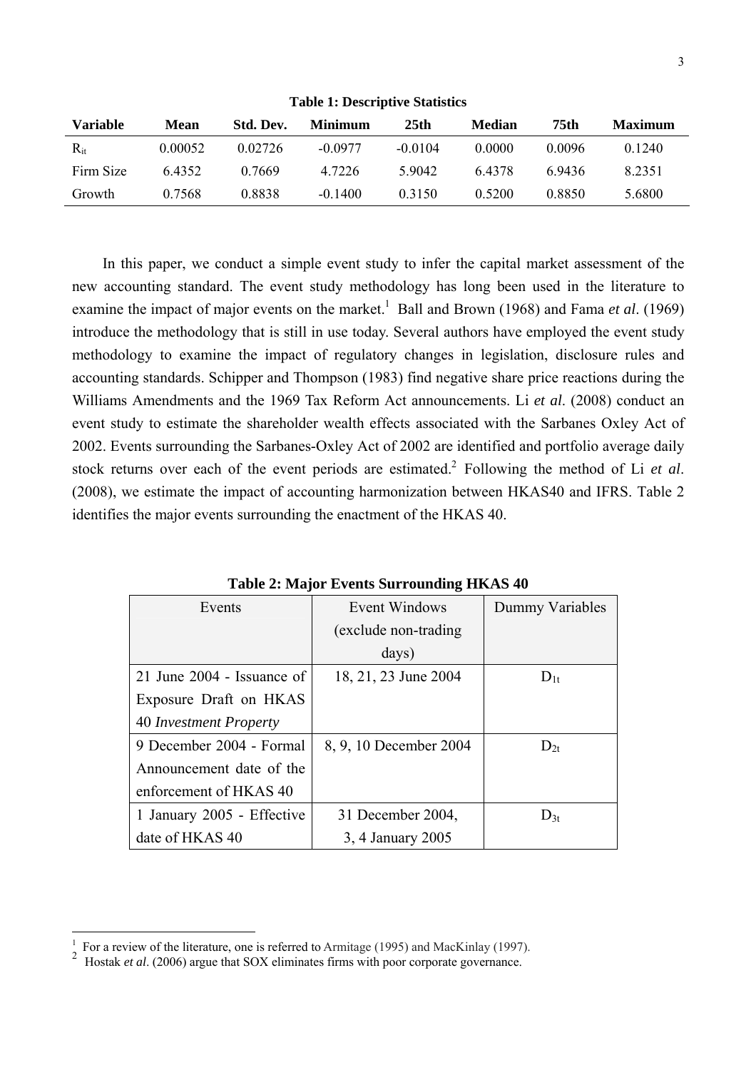**Table 1: Descriptive Statistics**

| Variable | Mean | Std. Dev. | Minimum | 25th | Median | 75th | Maximum |
|---|---|---|---|---|---|---|---|
| $R_{it}$ | 0.00052 | 0.02726 | -0.0977 | -0.0104 | 0.0000 | 0.0096 | 0.1240 |
| Firm Size | 6.4352 | 0.7669 | 4.7226 | 5.9042 | 6.4378 | 6.9436 | 8.2351 |
| Growth | 0.7568 | 0.8838 | -0.1400 | 0.3150 | 0.5200 | 0.8850 | 5.6800 |

In this paper, we conduct a simple event study to infer the capital market assessment of the new accounting standard. The event study methodology has long been used in the literature to examine the impact of major events on the market.[1] Ball and Brown (1968) and Fama *et al*. (1969) introduce the methodology that is still in use today. Several authors have employed the event study methodology to examine the impact of regulatory changes in legislation, disclosure rules and accounting standards. Schipper and Thompson (1983) find negative share price reactions during the Williams Amendments and the 1969 Tax Reform Act announcements. Li *et al*. (2008) conduct an event study to estimate the shareholder wealth effects associated with the Sarbanes Oxley Act of 2002. Events surrounding the Sarbanes-Oxley Act of 2002 are identified and portfolio average daily stock returns over each of the event periods are estimated.[2] Following the method of Li *et al*. (2008), we estimate the impact of accounting harmonization between HKAS40 and IFRS. Table 2 identifies the major events surrounding the enactment of the HKAS 40.

**Table 2: Major Events Surrounding HKAS 40**

| Events | Event Windows (exclude non-trading days) | Dummy Variables |
|---|---|---|
| 21 June 2004 - Issuance of Exposure Draft on HKAS 40 *Investment Property* | 18, 21, 23 June 2004 | $D_{1t}$ |
| 9 December 2004 - Formal Announcement date of the enforcement of HKAS 40 | 8, 9, 10 December 2004 | $D_{2t}$ |
| 1 January 2005 - Effective date of HKAS 40 | 31 December 2004, 3, 4 January 2005 | $D_{3t}$ |

[1] For a review of the literature, one is referred to Armitage (1995) and MacKinlay (1997).

[2] Hostak *et al*. (2006) argue that SOX eliminates firms with poor corporate governance.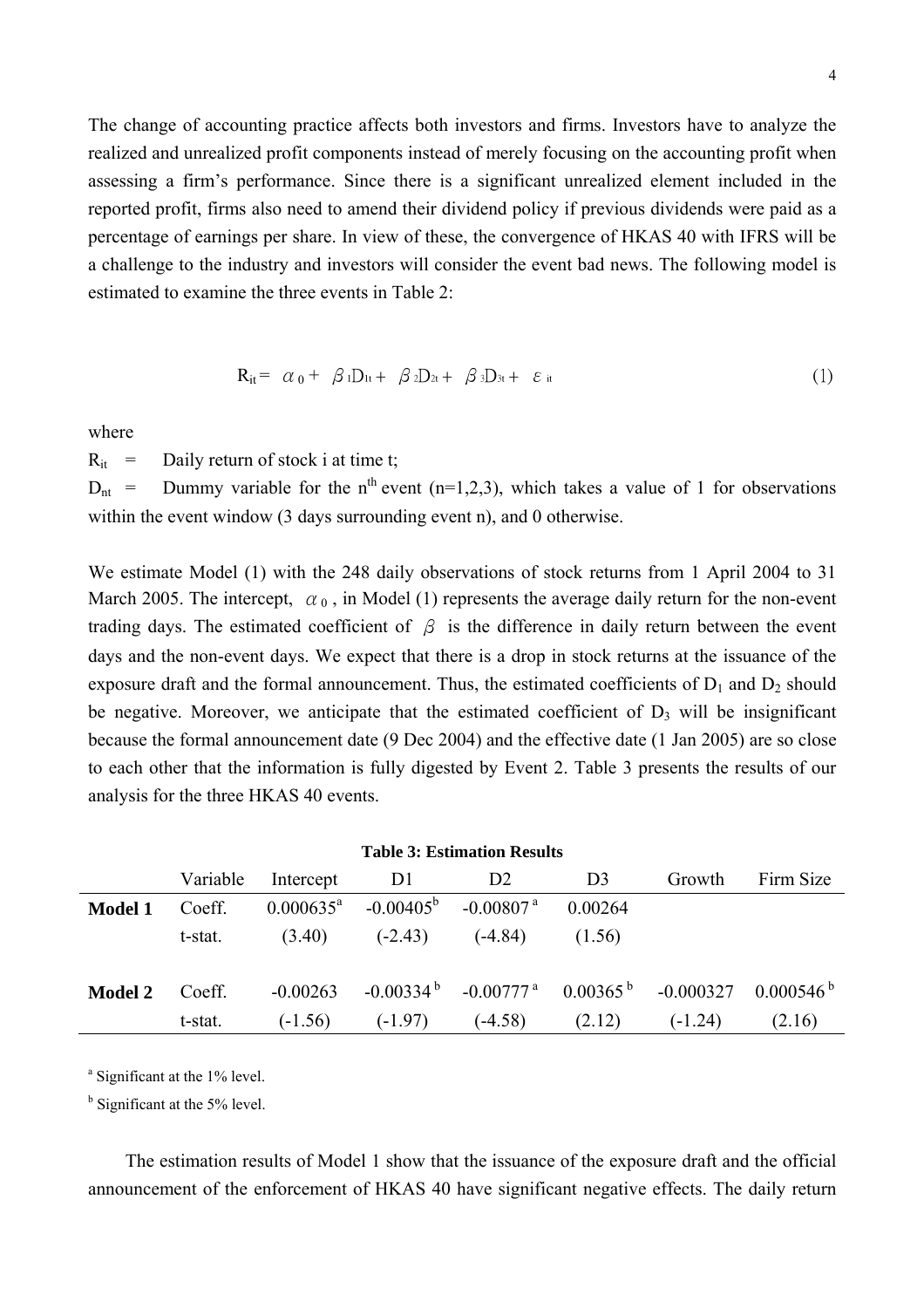The change of accounting practice affects both investors and firms. Investors have to analyze the realized and unrealized profit components instead of merely focusing on the accounting profit when assessing a firm's performance. Since there is a significant unrealized element included in the reported profit, firms also need to amend their dividend policy if previous dividends were paid as a percentage of earnings per share. In view of these, the convergence of HKAS 40 with IFRS will be a challenge to the industry and investors will consider the event bad news. The following model is estimated to examine the three events in Table 2:

$$R_{it} = \alpha_0 + \beta_1 D_{1t} + \beta_2 D_{2t} + \beta_3 D_{3t} + \varepsilon_{it} \tag{1}$$

where

$R_{it}$ = Daily return of stock i at time t;

$D_{nt}$ = Dummy variable for the $n^{th}$ event (n=1,2,3), which takes a value of 1 for observations within the event window (3 days surrounding event n), and 0 otherwise.

We estimate Model (1) with the 248 daily observations of stock returns from 1 April 2004 to 31 March 2005. The intercept, $\alpha_0$, in Model (1) represents the average daily return for the non-event trading days. The estimated coefficient of $\beta$ is the difference in daily return between the event days and the non-event days. We expect that there is a drop in stock returns at the issuance of the exposure draft and the formal announcement. Thus, the estimated coefficients of $D_1$ and $D_2$ should be negative. Moreover, we anticipate that the estimated coefficient of $D_3$ will be insignificant because the formal announcement date (9 Dec 2004) and the effective date (1 Jan 2005) are so close to each other that the information is fully digested by Event 2. Table 3 presents the results of our analysis for the three HKAS 40 events.

**Table 3: Estimation Results**

| | Variable | Intercept | D1 | D2 | D3 | Growth | Firm Size |
|---|---|---|---|---|---|---|---|
| **Model 1** | Coeff. | 0.000635[a] | -0.00405[b] | -0.00807[a] | 0.00264 | | |
| | t-stat. | (3.40) | (-2.43) | (-4.84) | (1.56) | | |
| **Model 2** | Coeff. | -0.00263 | -0.00334[b] | -0.00777[a] | 0.00365[b] | -0.000327 | 0.000546[b] |
| | t-stat. | (-1.56) | (-1.97) | (-4.58) | (2.12) | (-1.24) | (2.16) |

[a] Significant at the 1% level.

[b] Significant at the 5% level.

The estimation results of Model 1 show that the issuance of the exposure draft and the official announcement of the enforcement of HKAS 40 have significant negative effects. The daily return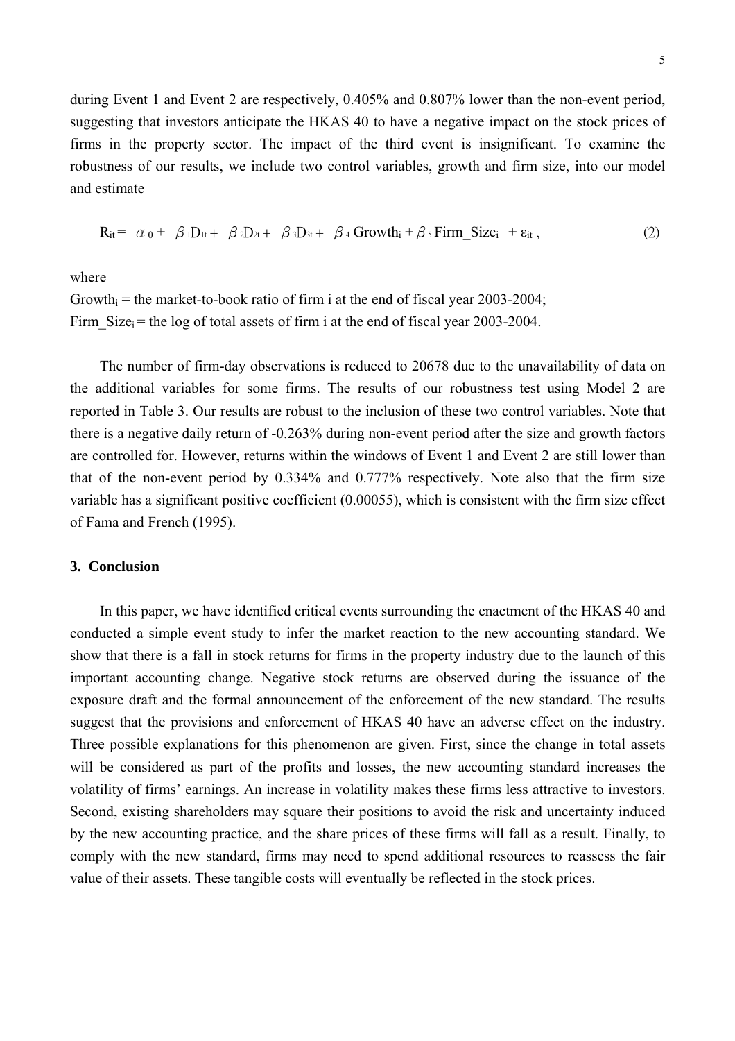during Event 1 and Event 2 are respectively, 0.405% and 0.807% lower than the non-event period, suggesting that investors anticipate the HKAS 40 to have a negative impact on the stock prices of firms in the property sector. The impact of the third event is insignificant. To examine the robustness of our results, we include two control variables, growth and firm size, into our model and estimate

$$R_{it} = \alpha_0 + \beta_1 D_{1t} + \beta_2 D_{2t} + \beta_3 D_{3t} + \beta_4 \text{Growth}_i + \beta_5 \text{Firm\_Size}_i + \varepsilon_{it}\,, \tag{2}$$

where

$\text{Growth}_i$ = the market-to-book ratio of firm i at the end of fiscal year 2003-2004;
$\text{Firm\_Size}_i$ = the log of total assets of firm i at the end of fiscal year 2003-2004.

The number of firm-day observations is reduced to 20678 due to the unavailability of data on the additional variables for some firms. The results of our robustness test using Model 2 are reported in Table 3. Our results are robust to the inclusion of these two control variables. Note that there is a negative daily return of -0.263% during non-event period after the size and growth factors are controlled for. However, returns within the windows of Event 1 and Event 2 are still lower than that of the non-event period by 0.334% and 0.777% respectively. Note also that the firm size variable has a significant positive coefficient (0.00055), which is consistent with the firm size effect of Fama and French (1995).

## 3. Conclusion

In this paper, we have identified critical events surrounding the enactment of the HKAS 40 and conducted a simple event study to infer the market reaction to the new accounting standard. We show that there is a fall in stock returns for firms in the property industry due to the launch of this important accounting change. Negative stock returns are observed during the issuance of the exposure draft and the formal announcement of the enforcement of the new standard. The results suggest that the provisions and enforcement of HKAS 40 have an adverse effect on the industry. Three possible explanations for this phenomenon are given. First, since the change in total assets will be considered as part of the profits and losses, the new accounting standard increases the volatility of firms' earnings. An increase in volatility makes these firms less attractive to investors. Second, existing shareholders may square their positions to avoid the risk and uncertainty induced by the new accounting practice, and the share prices of these firms will fall as a result. Finally, to comply with the new standard, firms may need to spend additional resources to reassess the fair value of their assets. These tangible costs will eventually be reflected in the stock prices.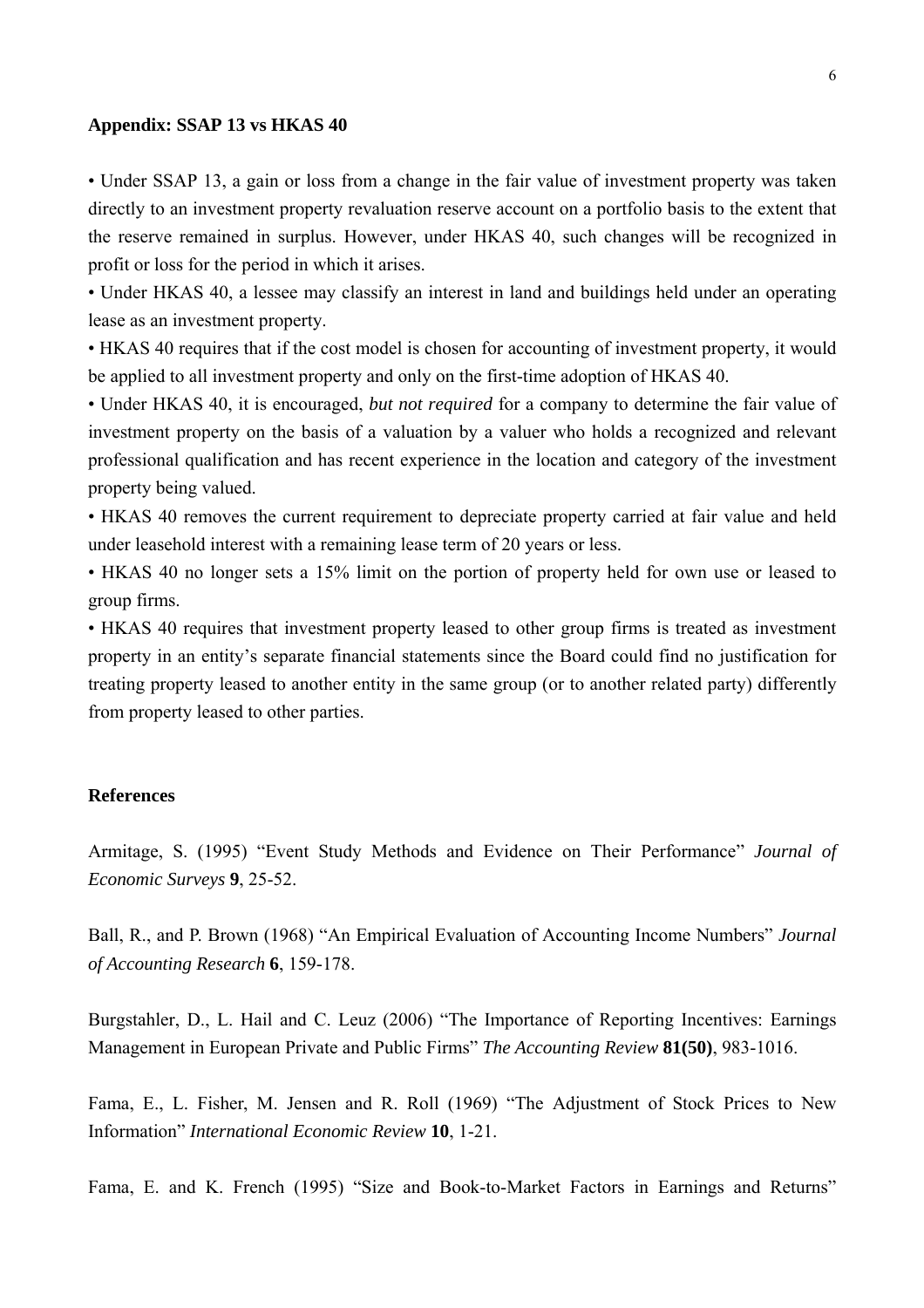**Appendix: SSAP 13 vs HKAS 40**

• Under SSAP 13, a gain or loss from a change in the fair value of investment property was taken directly to an investment property revaluation reserve account on a portfolio basis to the extent that the reserve remained in surplus. However, under HKAS 40, such changes will be recognized in profit or loss for the period in which it arises.

• Under HKAS 40, a lessee may classify an interest in land and buildings held under an operating lease as an investment property.

• HKAS 40 requires that if the cost model is chosen for accounting of investment property, it would be applied to all investment property and only on the first-time adoption of HKAS 40.

• Under HKAS 40, it is encouraged, *but not required* for a company to determine the fair value of investment property on the basis of a valuation by a valuer who holds a recognized and relevant professional qualification and has recent experience in the location and category of the investment property being valued.

• HKAS 40 removes the current requirement to depreciate property carried at fair value and held under leasehold interest with a remaining lease term of 20 years or less.

• HKAS 40 no longer sets a 15% limit on the portion of property held for own use or leased to group firms.

• HKAS 40 requires that investment property leased to other group firms is treated as investment property in an entity's separate financial statements since the Board could find no justification for treating property leased to another entity in the same group (or to another related party) differently from property leased to other parties.

**References**

Armitage, S. (1995) "Event Study Methods and Evidence on Their Performance" *Journal of Economic Surveys* **9**, 25-52.

Ball, R., and P. Brown (1968) "An Empirical Evaluation of Accounting Income Numbers" *Journal of Accounting Research* **6**, 159-178.

Burgstahler, D., L. Hail and C. Leuz (2006) "The Importance of Reporting Incentives: Earnings Management in European Private and Public Firms" *The Accounting Review* **81(50)**, 983-1016.

Fama, E., L. Fisher, M. Jensen and R. Roll (1969) "The Adjustment of Stock Prices to New Information" *International Economic Review* **10**, 1-21.

Fama, E. and K. French (1995) "Size and Book-to-Market Factors in Earnings and Returns"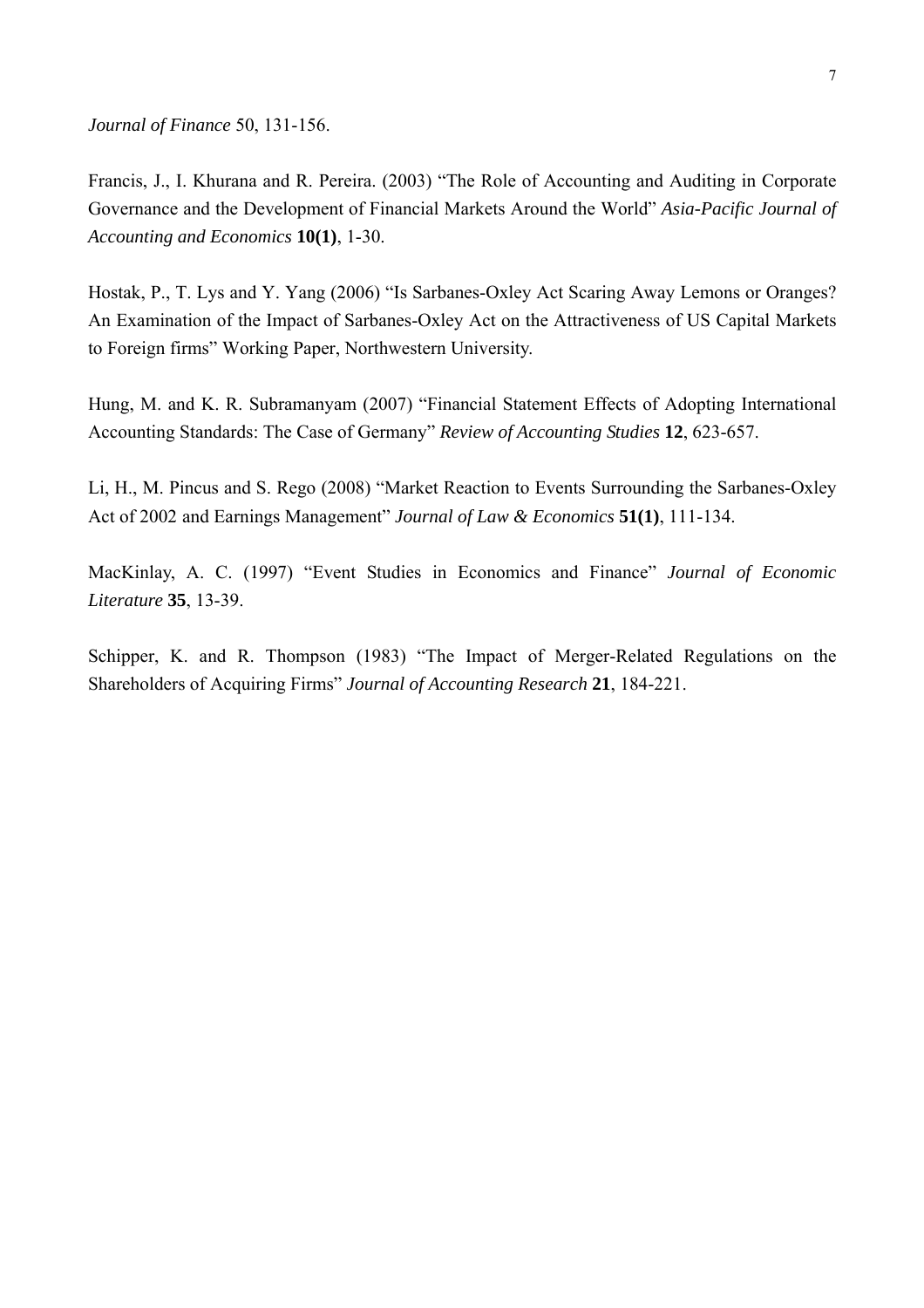*Journal of Finance* 50, 131-156.

Francis, J., I. Khurana and R. Pereira. (2003) "The Role of Accounting and Auditing in Corporate Governance and the Development of Financial Markets Around the World" *Asia-Pacific Journal of Accounting and Economics* **10(1)**, 1-30.

Hostak, P., T. Lys and Y. Yang (2006) "Is Sarbanes-Oxley Act Scaring Away Lemons or Oranges? An Examination of the Impact of Sarbanes-Oxley Act on the Attractiveness of US Capital Markets to Foreign firms" Working Paper, Northwestern University.

Hung, M. and K. R. Subramanyam (2007) "Financial Statement Effects of Adopting International Accounting Standards: The Case of Germany" *Review of Accounting Studies* **12**, 623-657.

Li, H., M. Pincus and S. Rego (2008) "Market Reaction to Events Surrounding the Sarbanes-Oxley Act of 2002 and Earnings Management" *Journal of Law & Economics* **51(1)**, 111-134.

MacKinlay, A. C. (1997) "Event Studies in Economics and Finance" *Journal of Economic Literature* **35**, 13-39.

Schipper, K. and R. Thompson (1983) "The Impact of Merger-Related Regulations on the Shareholders of Acquiring Firms" *Journal of Accounting Research* **21**, 184-221.